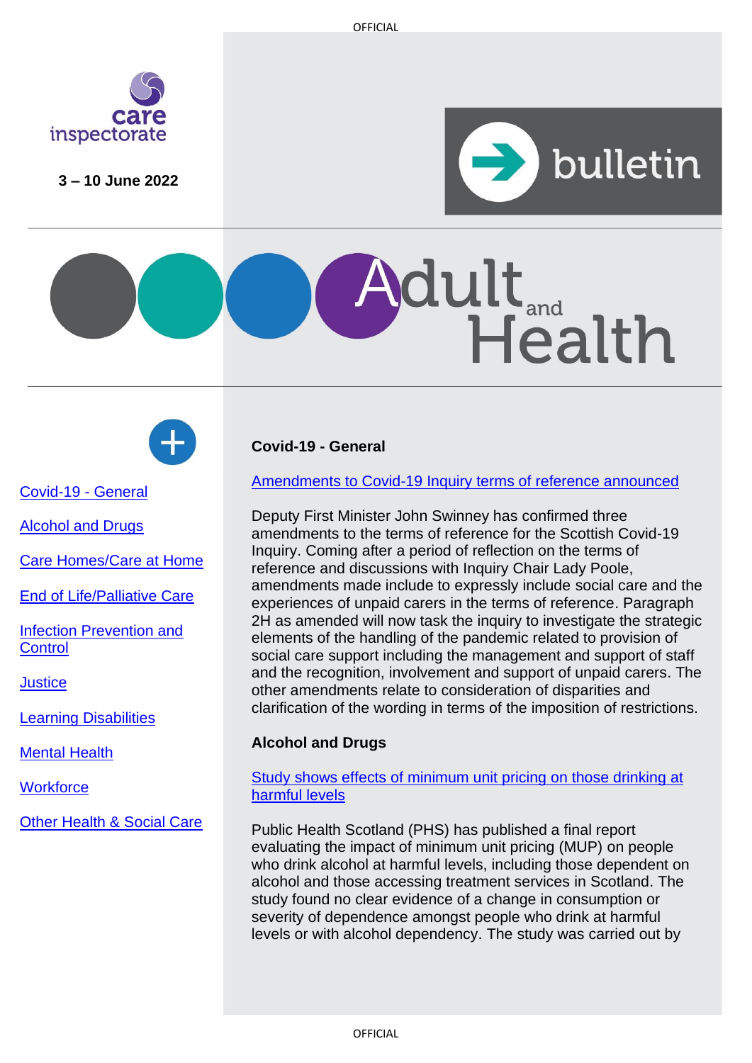care inspectorate

**3 – 10 June 2022**

bulletin

# Adult and Health

- [Covid-19 - General]()
- [Alcohol and Drugs]()
- [Care Homes/Care at Home]()
- [End of Life/Palliative Care]()
- [Infection Prevention and Control]()
- [Justice]()
- [Learning Disabilities]()
- [Mental Health]()
- [Workforce]()
- [Other Health & Social Care]()

## Covid-19 - General

[Amendments to Covid-19 Inquiry terms of reference announced]()

Deputy First Minister John Swinney has confirmed three amendments to the terms of reference for the Scottish Covid-19 Inquiry. Coming after a period of reflection on the terms of reference and discussions with Inquiry Chair Lady Poole, amendments made include to expressly include social care and the experiences of unpaid carers in the terms of reference. Paragraph 2H as amended will now task the inquiry to investigate the strategic elements of the handling of the pandemic related to provision of social care support including the management and support of staff and the recognition, involvement and support of unpaid carers. The other amendments relate to consideration of disparities and clarification of the wording in terms of the imposition of restrictions.

## Alcohol and Drugs

[Study shows effects of minimum unit pricing on those drinking at harmful levels]()

Public Health Scotland (PHS) has published a final report evaluating the impact of minimum unit pricing (MUP) on people who drink alcohol at harmful levels, including those dependent on alcohol and those accessing treatment services in Scotland. The study found no clear evidence of a change in consumption or severity of dependence amongst people who drink at harmful levels or with alcohol dependency. The study was carried out by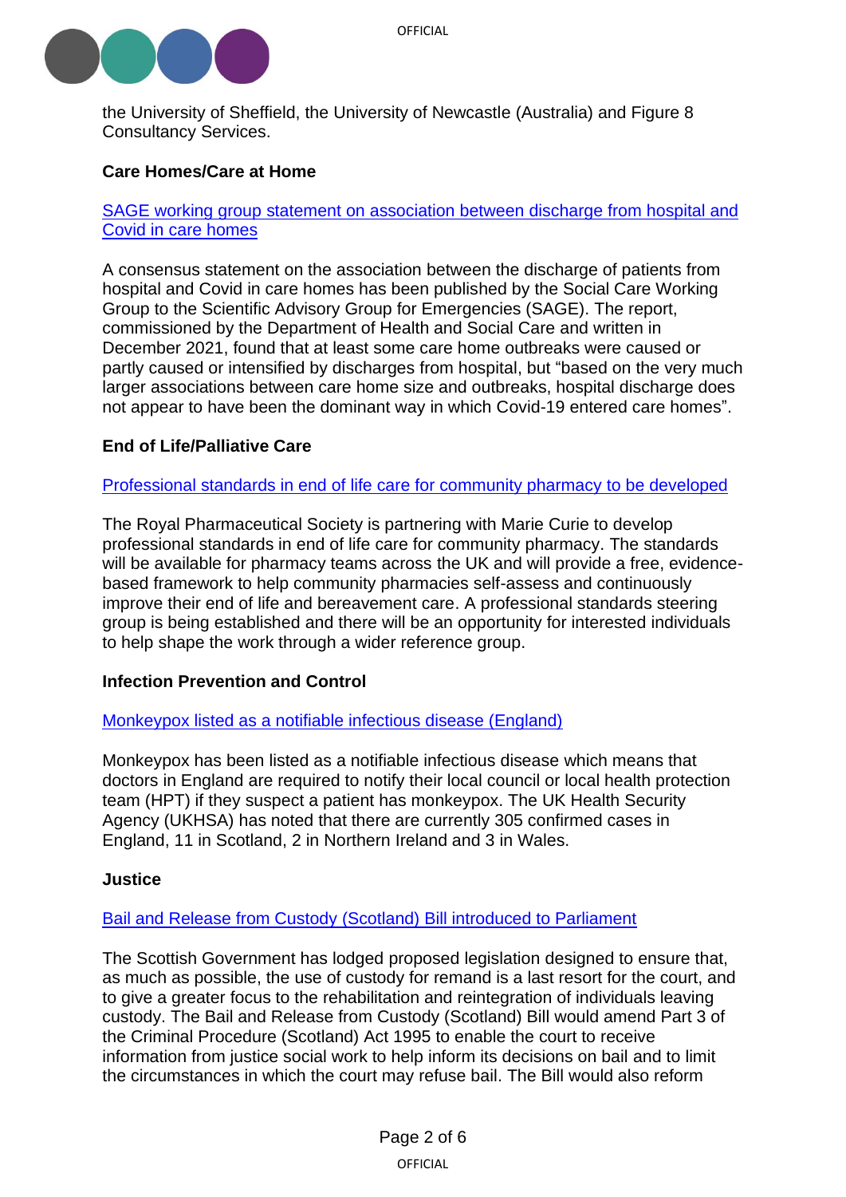the University of Sheffield, the University of Newcastle (Australia) and Figure 8 Consultancy Services.

**Care Homes/Care at Home**

SAGE working group statement on association between discharge from hospital and Covid in care homes

A consensus statement on the association between the discharge of patients from hospital and Covid in care homes has been published by the Social Care Working Group to the Scientific Advisory Group for Emergencies (SAGE). The report, commissioned by the Department of Health and Social Care and written in December 2021, found that at least some care home outbreaks were caused or partly caused or intensified by discharges from hospital, but "based on the very much larger associations between care home size and outbreaks, hospital discharge does not appear to have been the dominant way in which Covid-19 entered care homes".

**End of Life/Palliative Care**

Professional standards in end of life care for community pharmacy to be developed

The Royal Pharmaceutical Society is partnering with Marie Curie to develop professional standards in end of life care for community pharmacy. The standards will be available for pharmacy teams across the UK and will provide a free, evidence-based framework to help community pharmacies self-assess and continuously improve their end of life and bereavement care. A professional standards steering group is being established and there will be an opportunity for interested individuals to help shape the work through a wider reference group.

**Infection Prevention and Control**

Monkeypox listed as a notifiable infectious disease (England)

Monkeypox has been listed as a notifiable infectious disease which means that doctors in England are required to notify their local council or local health protection team (HPT) if they suspect a patient has monkeypox. The UK Health Security Agency (UKHSA) has noted that there are currently 305 confirmed cases in England, 11 in Scotland, 2 in Northern Ireland and 3 in Wales.

**Justice**

Bail and Release from Custody (Scotland) Bill introduced to Parliament

The Scottish Government has lodged proposed legislation designed to ensure that, as much as possible, the use of custody for remand is a last resort for the court, and to give a greater focus to the rehabilitation and reintegration of individuals leaving custody. The Bail and Release from Custody (Scotland) Bill would amend Part 3 of the Criminal Procedure (Scotland) Act 1995 to enable the court to receive information from justice social work to help inform its decisions on bail and to limit the circumstances in which the court may refuse bail. The Bill would also reform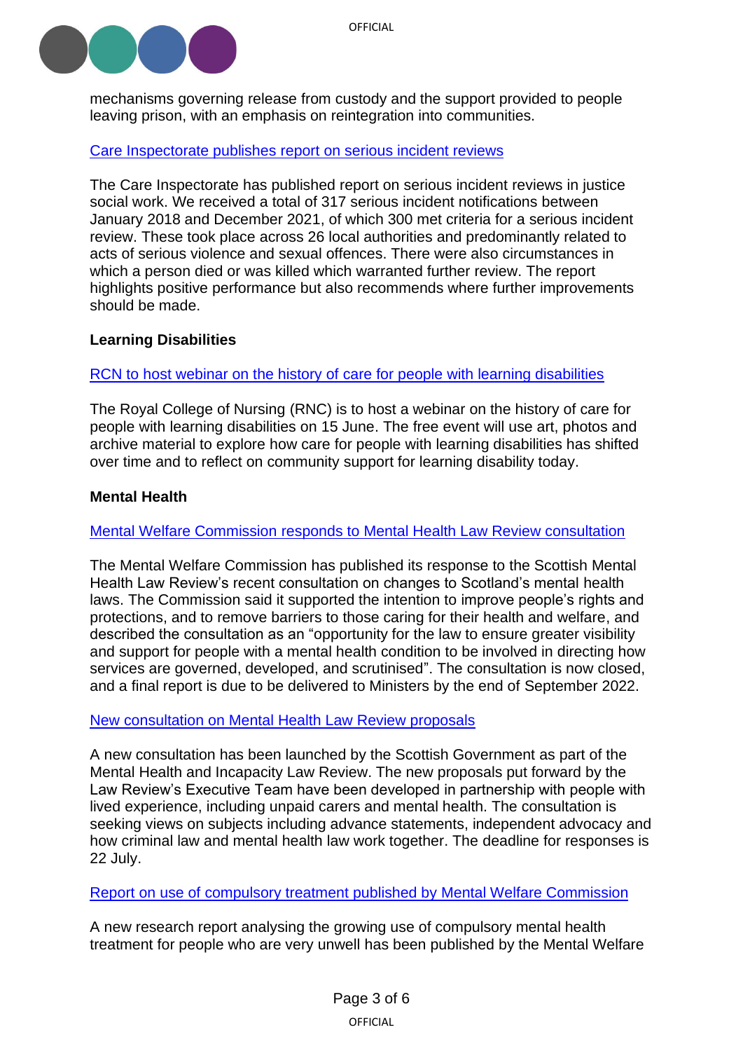mechanisms governing release from custody and the support provided to people leaving prison, with an emphasis on reintegration into communities.

[Care Inspectorate publishes report on serious incident reviews]

The Care Inspectorate has published report on serious incident reviews in justice social work. We received a total of 317 serious incident notifications between January 2018 and December 2021, of which 300 met criteria for a serious incident review. These took place across 26 local authorities and predominantly related to acts of serious violence and sexual offences. There were also circumstances in which a person died or was killed which warranted further review. The report highlights positive performance but also recommends where further improvements should be made.

**Learning Disabilities**

[RCN to host webinar on the history of care for people with learning disabilities]

The Royal College of Nursing (RNC) is to host a webinar on the history of care for people with learning disabilities on 15 June. The free event will use art, photos and archive material to explore how care for people with learning disabilities has shifted over time and to reflect on community support for learning disability today.

**Mental Health**

[Mental Welfare Commission responds to Mental Health Law Review consultation]

The Mental Welfare Commission has published its response to the Scottish Mental Health Law Review's recent consultation on changes to Scotland's mental health laws. The Commission said it supported the intention to improve people's rights and protections, and to remove barriers to those caring for their health and welfare, and described the consultation as an "opportunity for the law to ensure greater visibility and support for people with a mental health condition to be involved in directing how services are governed, developed, and scrutinised". The consultation is now closed, and a final report is due to be delivered to Ministers by the end of September 2022.

[New consultation on Mental Health Law Review proposals]

A new consultation has been launched by the Scottish Government as part of the Mental Health and Incapacity Law Review. The new proposals put forward by the Law Review's Executive Team have been developed in partnership with people with lived experience, including unpaid carers and mental health. The consultation is seeking views on subjects including advance statements, independent advocacy and how criminal law and mental health law work together. The deadline for responses is 22 July.

[Report on use of compulsory treatment published by Mental Welfare Commission]

A new research report analysing the growing use of compulsory mental health treatment for people who are very unwell has been published by the Mental Welfare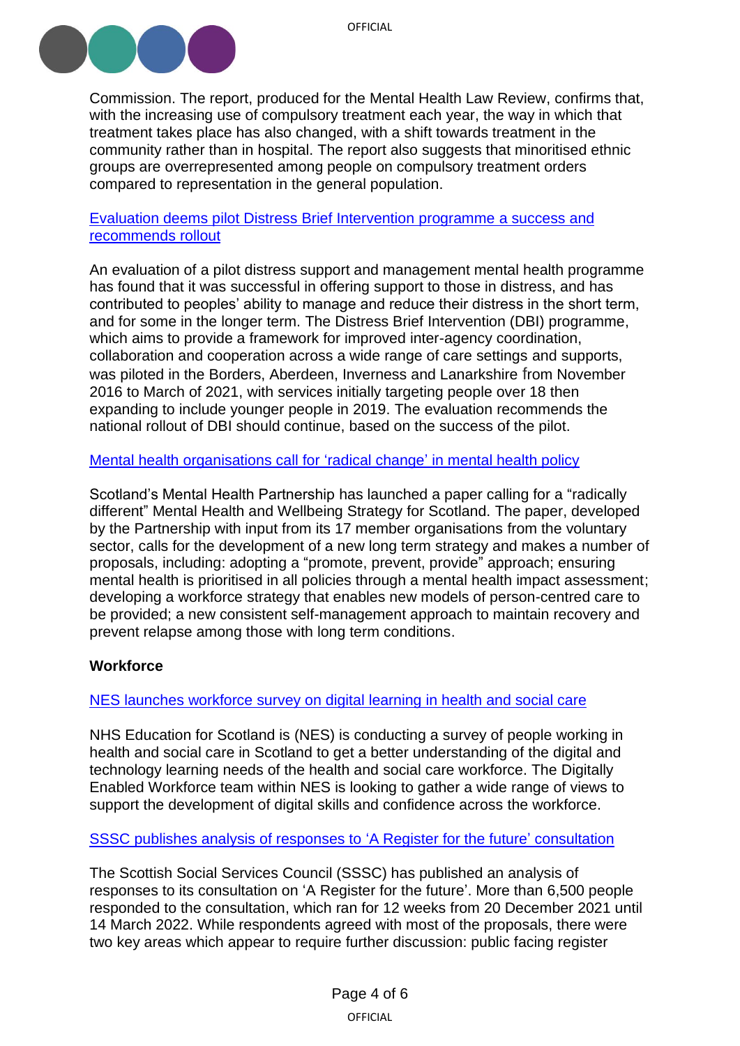Commission. The report, produced for the Mental Health Law Review, confirms that, with the increasing use of compulsory treatment each year, the way in which that treatment takes place has also changed, with a shift towards treatment in the community rather than in hospital. The report also suggests that minoritised ethnic groups are overrepresented among people on compulsory treatment orders compared to representation in the general population.

Evaluation deems pilot Distress Brief Intervention programme a success and recommends rollout

An evaluation of a pilot distress support and management mental health programme has found that it was successful in offering support to those in distress, and has contributed to peoples' ability to manage and reduce their distress in the short term, and for some in the longer term. The Distress Brief Intervention (DBI) programme, which aims to provide a framework for improved inter-agency coordination, collaboration and cooperation across a wide range of care settings and supports, was piloted in the Borders, Aberdeen, Inverness and Lanarkshire from November 2016 to March of 2021, with services initially targeting people over 18 then expanding to include younger people in 2019. The evaluation recommends the national rollout of DBI should continue, based on the success of the pilot.

Mental health organisations call for 'radical change' in mental health policy

Scotland's Mental Health Partnership has launched a paper calling for a "radically different" Mental Health and Wellbeing Strategy for Scotland. The paper, developed by the Partnership with input from its 17 member organisations from the voluntary sector, calls for the development of a new long term strategy and makes a number of proposals, including: adopting a "promote, prevent, provide" approach; ensuring mental health is prioritised in all policies through a mental health impact assessment; developing a workforce strategy that enables new models of person-centred care to be provided; a new consistent self-management approach to maintain recovery and prevent relapse among those with long term conditions.

**Workforce**

NES launches workforce survey on digital learning in health and social care

NHS Education for Scotland is (NES) is conducting a survey of people working in health and social care in Scotland to get a better understanding of the digital and technology learning needs of the health and social care workforce. The Digitally Enabled Workforce team within NES is looking to gather a wide range of views to support the development of digital skills and confidence across the workforce.

SSSC publishes analysis of responses to 'A Register for the future' consultation

The Scottish Social Services Council (SSSC) has published an analysis of responses to its consultation on 'A Register for the future'. More than 6,500 people responded to the consultation, which ran for 12 weeks from 20 December 2021 until 14 March 2022. While respondents agreed with most of the proposals, there were two key areas which appear to require further discussion: public facing register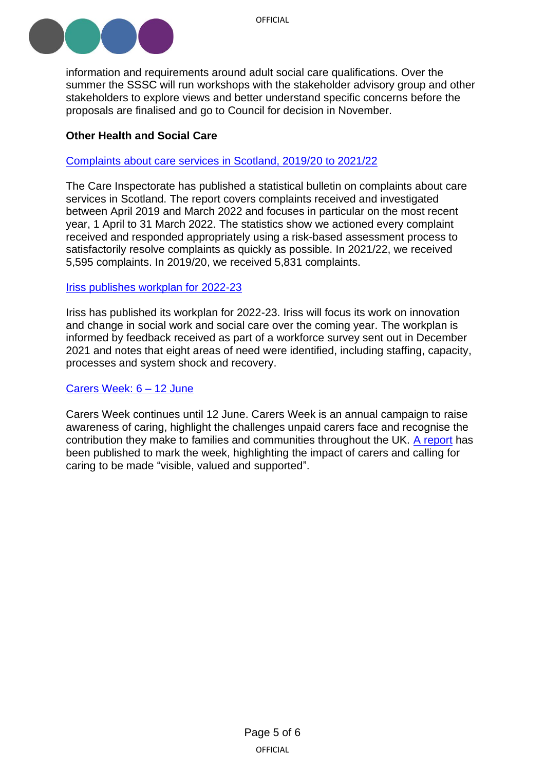information and requirements around adult social care qualifications. Over the summer the SSSC will run workshops with the stakeholder advisory group and other stakeholders to explore views and better understand specific concerns before the proposals are finalised and go to Council for decision in November.

**Other Health and Social Care**

Complaints about care services in Scotland, 2019/20 to 2021/22

The Care Inspectorate has published a statistical bulletin on complaints about care services in Scotland. The report covers complaints received and investigated between April 2019 and March 2022 and focuses in particular on the most recent year, 1 April to 31 March 2022. The statistics show we actioned every complaint received and responded appropriately using a risk-based assessment process to satisfactorily resolve complaints as quickly as possible. In 2021/22, we received 5,595 complaints. In 2019/20, we received 5,831 complaints.

Iriss publishes workplan for 2022-23

Iriss has published its workplan for 2022-23. Iriss will focus its work on innovation and change in social work and social care over the coming year. The workplan is informed by feedback received as part of a workforce survey sent out in December 2021 and notes that eight areas of need were identified, including staffing, capacity, processes and system shock and recovery.

Carers Week: 6 – 12 June

Carers Week continues until 12 June. Carers Week is an annual campaign to raise awareness of caring, highlight the challenges unpaid carers face and recognise the contribution they make to families and communities throughout the UK. A report has been published to mark the week, highlighting the impact of carers and calling for caring to be made "visible, valued and supported".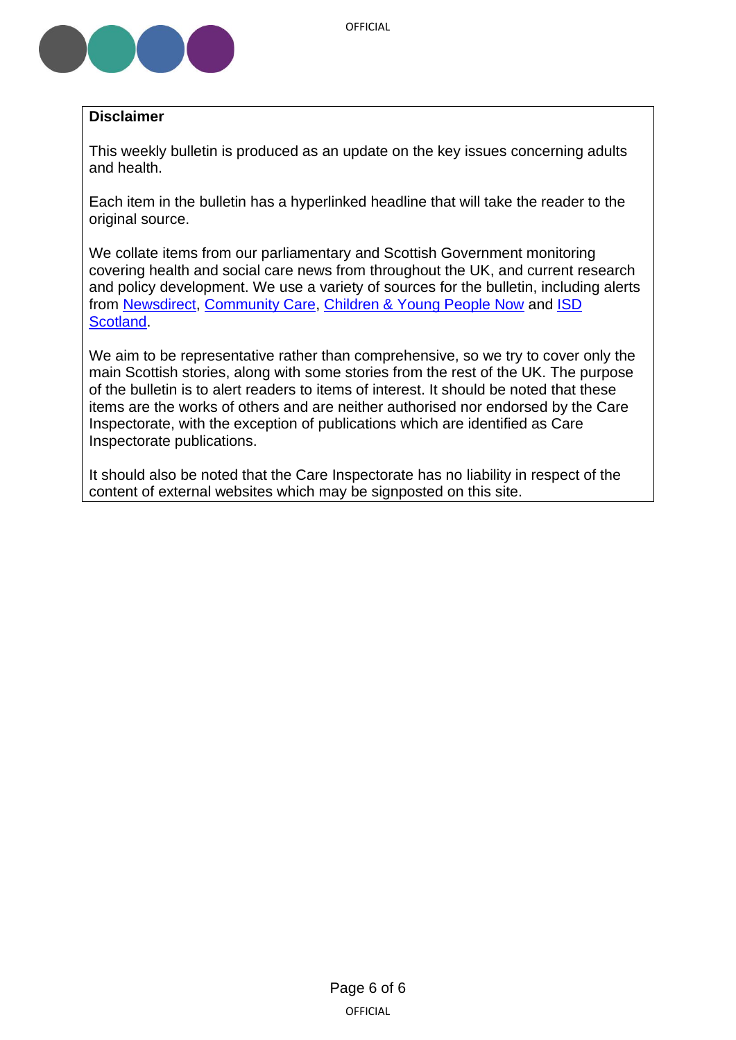**Disclaimer**

This weekly bulletin is produced as an update on the key issues concerning adults and health.

Each item in the bulletin has a hyperlinked headline that will take the reader to the original source.

We collate items from our parliamentary and Scottish Government monitoring covering health and social care news from throughout the UK, and current research and policy development. We use a variety of sources for the bulletin, including alerts from Newsdirect, Community Care, Children & Young People Now and ISD Scotland.

We aim to be representative rather than comprehensive, so we try to cover only the main Scottish stories, along with some stories from the rest of the UK. The purpose of the bulletin is to alert readers to items of interest. It should be noted that these items are the works of others and are neither authorised nor endorsed by the Care Inspectorate, with the exception of publications which are identified as Care Inspectorate publications.

It should also be noted that the Care Inspectorate has no liability in respect of the content of external websites which may be signposted on this site.